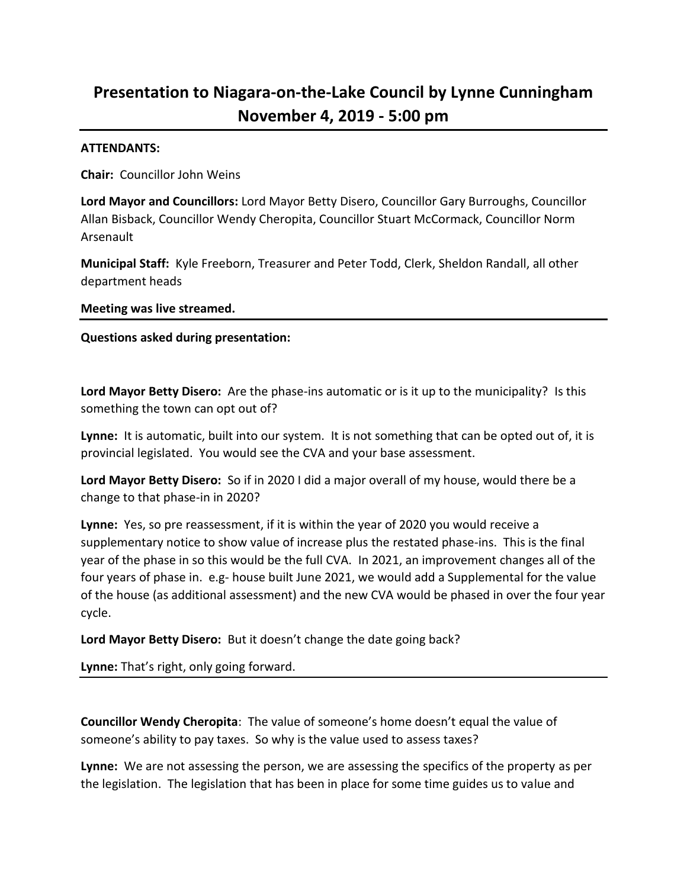# Presentation to Niagara-on-the-Lake Council by Lynne Cunningham November 4, 2019 - 5:00 pm

---

**ATTENDANTS:**

**Chair:** Councillor John Weins

**Lord Mayor and Councillors:** Lord Mayor Betty Disero, Councillor Gary Burroughs, Councillor Allan Bisback, Councillor Wendy Cheropita, Councillor Stuart McCormack, Councillor Norm Arsenault

**Municipal Staff:** Kyle Freeborn, Treasurer and Peter Todd, Clerk, Sheldon Randall, all other department heads

**Meeting was live streamed.**

---

**Questions asked during presentation:**

**Lord Mayor Betty Disero:** Are the phase-ins automatic or is it up to the municipality? Is this something the town can opt out of?

**Lynne:** It is automatic, built into our system. It is not something that can be opted out of, it is provincial legislated. You would see the CVA and your base assessment.

**Lord Mayor Betty Disero:** So if in 2020 I did a major overall of my house, would there be a change to that phase-in in 2020?

**Lynne:** Yes, so pre reassessment, if it is within the year of 2020 you would receive a supplementary notice to show value of increase plus the restated phase-ins. This is the final year of the phase in so this would be the full CVA. In 2021, an improvement changes all of the four years of phase in. e.g- house built June 2021, we would add a Supplemental for the value of the house (as additional assessment) and the new CVA would be phased in over the four year cycle.

**Lord Mayor Betty Disero:** But it doesn't change the date going back?

**Lynne:** That's right, only going forward.

---

**Councillor Wendy Cheropita**: The value of someone's home doesn't equal the value of someone's ability to pay taxes. So why is the value used to assess taxes?

**Lynne:** We are not assessing the person, we are assessing the specifics of the property as per the legislation. The legislation that has been in place for some time guides us to value and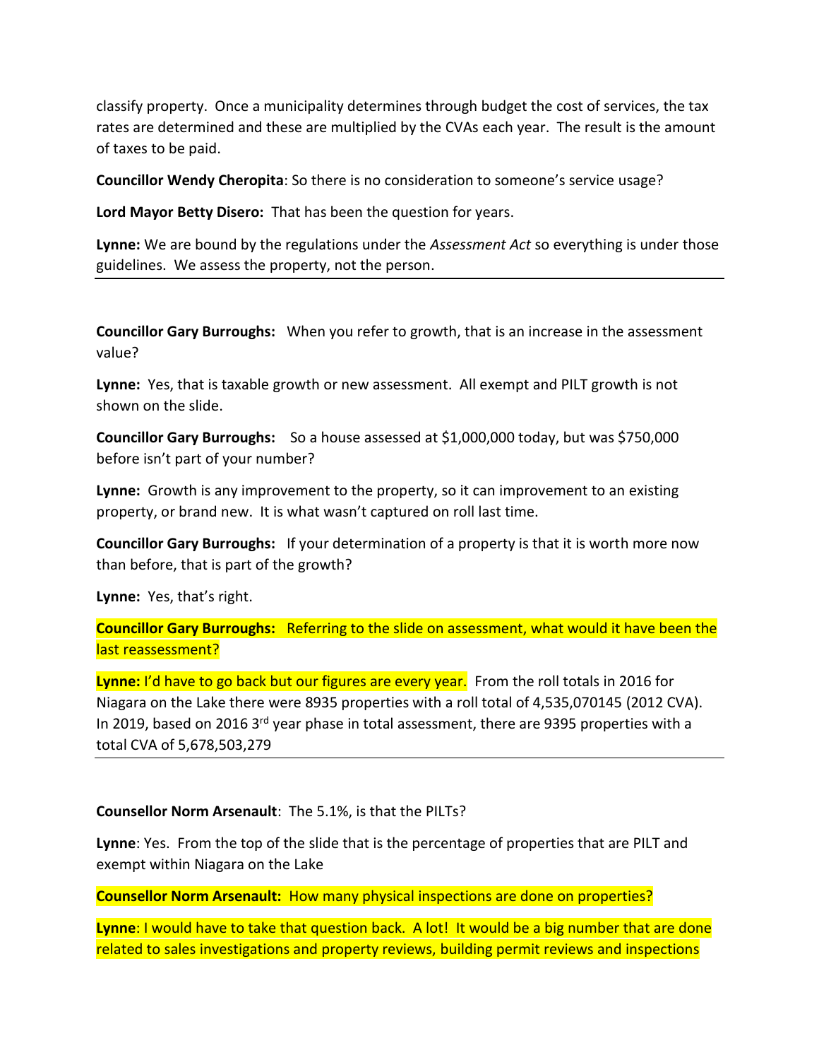classify property. Once a municipality determines through budget the cost of services, the tax rates are determined and these are multiplied by the CVAs each year. The result is the amount of taxes to be paid.

**Councillor Wendy Cheropita**: So there is no consideration to someone's service usage?

**Lord Mayor Betty Disero:** That has been the question for years.

**Lynne:** We are bound by the regulations under the *Assessment Act* so everything is under those guidelines. We assess the property, not the person.

---

**Councillor Gary Burroughs:** When you refer to growth, that is an increase in the assessment value?

**Lynne:** Yes, that is taxable growth or new assessment. All exempt and PILT growth is not shown on the slide.

**Councillor Gary Burroughs:** So a house assessed at $1,000,000 today, but was $750,000 before isn't part of your number?

**Lynne:** Growth is any improvement to the property, so it can improvement to an existing property, or brand new. It is what wasn't captured on roll last time.

**Councillor Gary Burroughs:** If your determination of a property is that it is worth more now than before, that is part of the growth?

**Lynne:** Yes, that's right.

**Councillor Gary Burroughs:** Referring to the slide on assessment, what would it have been the last reassessment?

**Lynne:** I'd have to go back but our figures are every year. From the roll totals in 2016 for Niagara on the Lake there were 8935 properties with a roll total of 4,535,070145 (2012 CVA). In 2019, based on 2016 3rd year phase in total assessment, there are 9395 properties with a total CVA of 5,678,503,279

---

**Counsellor Norm Arsenault**: The 5.1%, is that the PILTs?

**Lynne**: Yes. From the top of the slide that is the percentage of properties that are PILT and exempt within Niagara on the Lake

**Counsellor Norm Arsenault:** How many physical inspections are done on properties?

**Lynne**: I would have to take that question back. A lot! It would be a big number that are done related to sales investigations and property reviews, building permit reviews and inspections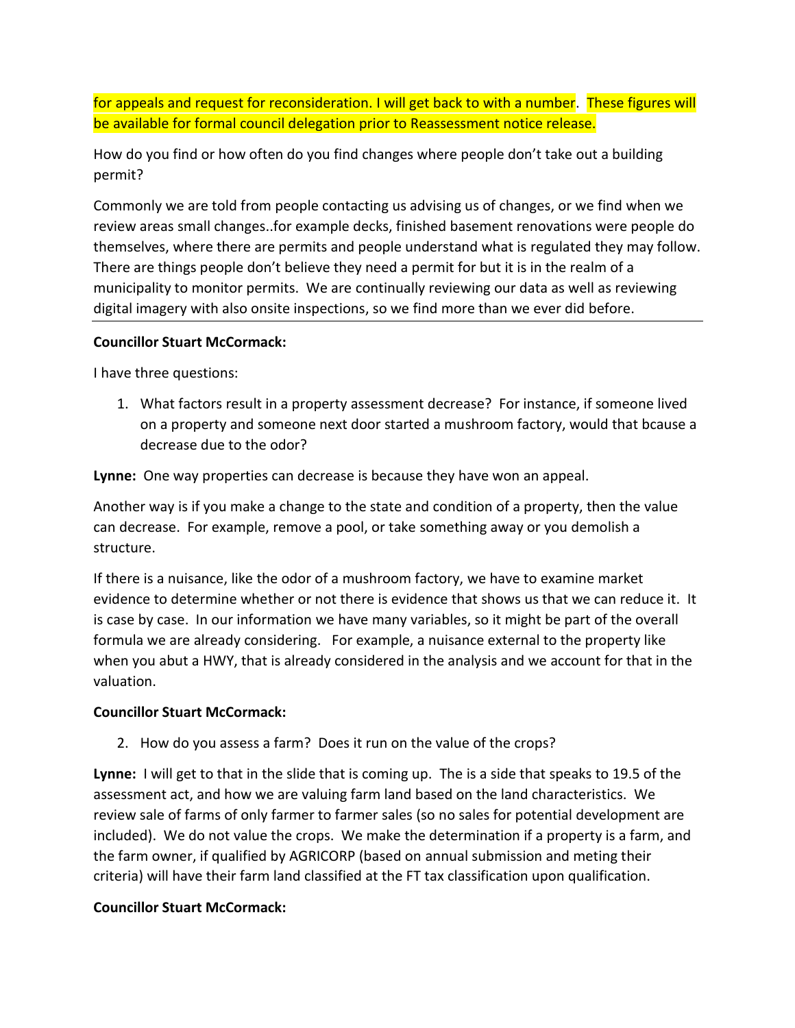for appeals and request for reconsideration. I will get back to with a number. These figures will be available for formal council delegation prior to Reassessment notice release.

How do you find or how often do you find changes where people don't take out a building permit?

Commonly we are told from people contacting us advising us of changes, or we find when we review areas small changes..for example decks, finished basement renovations were people do themselves, where there are permits and people understand what is regulated they may follow. There are things people don't believe they need a permit for but it is in the realm of a municipality to monitor permits. We are continually reviewing our data as well as reviewing digital imagery with also onsite inspections, so we find more than we ever did before.

---

**Councillor Stuart McCormack:**

I have three questions:

1. What factors result in a property assessment decrease? For instance, if someone lived on a property and someone next door started a mushroom factory, would that bcause a decrease due to the odor?

**Lynne:** One way properties can decrease is because they have won an appeal.

Another way is if you make a change to the state and condition of a property, then the value can decrease. For example, remove a pool, or take something away or you demolish a structure.

If there is a nuisance, like the odor of a mushroom factory, we have to examine market evidence to determine whether or not there is evidence that shows us that we can reduce it. It is case by case. In our information we have many variables, so it might be part of the overall formula we are already considering. For example, a nuisance external to the property like when you abut a HWY, that is already considered in the analysis and we account for that in the valuation.

**Councillor Stuart McCormack:**

2. How do you assess a farm? Does it run on the value of the crops?

**Lynne:** I will get to that in the slide that is coming up. The is a side that speaks to 19.5 of the assessment act, and how we are valuing farm land based on the land characteristics. We review sale of farms of only farmer to farmer sales (so no sales for potential development are included). We do not value the crops. We make the determination if a property is a farm, and the farm owner, if qualified by AGRICORP (based on annual submission and meting their criteria) will have their farm land classified at the FT tax classification upon qualification.

**Councillor Stuart McCormack:**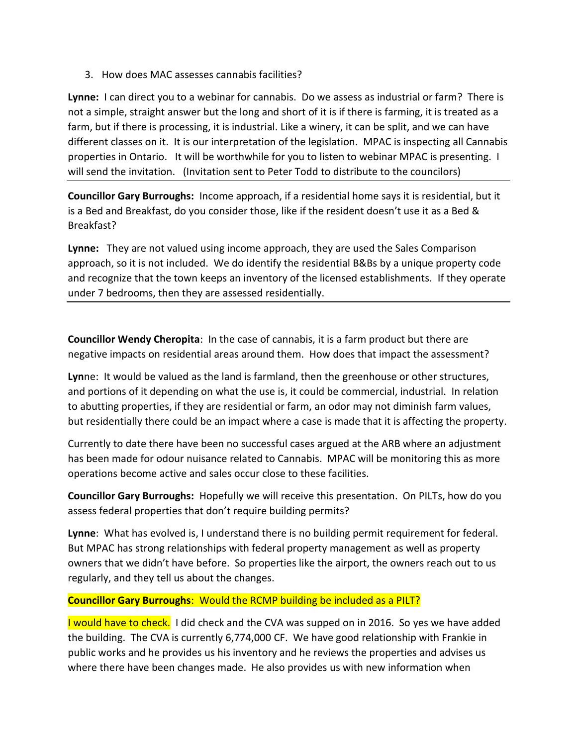3. How does MAC assesses cannabis facilities?

**Lynne:** I can direct you to a webinar for cannabis. Do we assess as industrial or farm? There is not a simple, straight answer but the long and short of it is if there is farming, it is treated as a farm, but if there is processing, it is industrial. Like a winery, it can be split, and we can have different classes on it. It is our interpretation of the legislation. MPAC is inspecting all Cannabis properties in Ontario. It will be worthwhile for you to listen to webinar MPAC is presenting. I will send the invitation. (Invitation sent to Peter Todd to distribute to the councilors)

---

**Councillor Gary Burroughs:** Income approach, if a residential home says it is residential, but it is a Bed and Breakfast, do you consider those, like if the resident doesn't use it as a Bed & Breakfast?

**Lynne:** They are not valued using income approach, they are used the Sales Comparison approach, so it is not included. We do identify the residential B&Bs by a unique property code and recognize that the town keeps an inventory of the licensed establishments. If they operate under 7 bedrooms, then they are assessed residentially.

---

**Councillor Wendy Cheropita**: In the case of cannabis, it is a farm product but there are negative impacts on residential areas around them. How does that impact the assessment?

**Lyn**ne: It would be valued as the land is farmland, then the greenhouse or other structures, and portions of it depending on what the use is, it could be commercial, industrial. In relation to abutting properties, if they are residential or farm, an odor may not diminish farm values, but residentially there could be an impact where a case is made that it is affecting the property.

Currently to date there have been no successful cases argued at the ARB where an adjustment has been made for odour nuisance related to Cannabis. MPAC will be monitoring this as more operations become active and sales occur close to these facilities.

**Councillor Gary Burroughs:** Hopefully we will receive this presentation. On PILTs, how do you assess federal properties that don't require building permits?

**Lynne**: What has evolved is, I understand there is no building permit requirement for federal. But MPAC has strong relationships with federal property management as well as property owners that we didn't have before. So properties like the airport, the owners reach out to us regularly, and they tell us about the changes.

**Councillor Gary Burroughs**: Would the RCMP building be included as a PILT?

I would have to check. I did check and the CVA was supped on in 2016. So yes we have added the building. The CVA is currently 6,774,000 CF. We have good relationship with Frankie in public works and he provides us his inventory and he reviews the properties and advises us where there have been changes made. He also provides us with new information when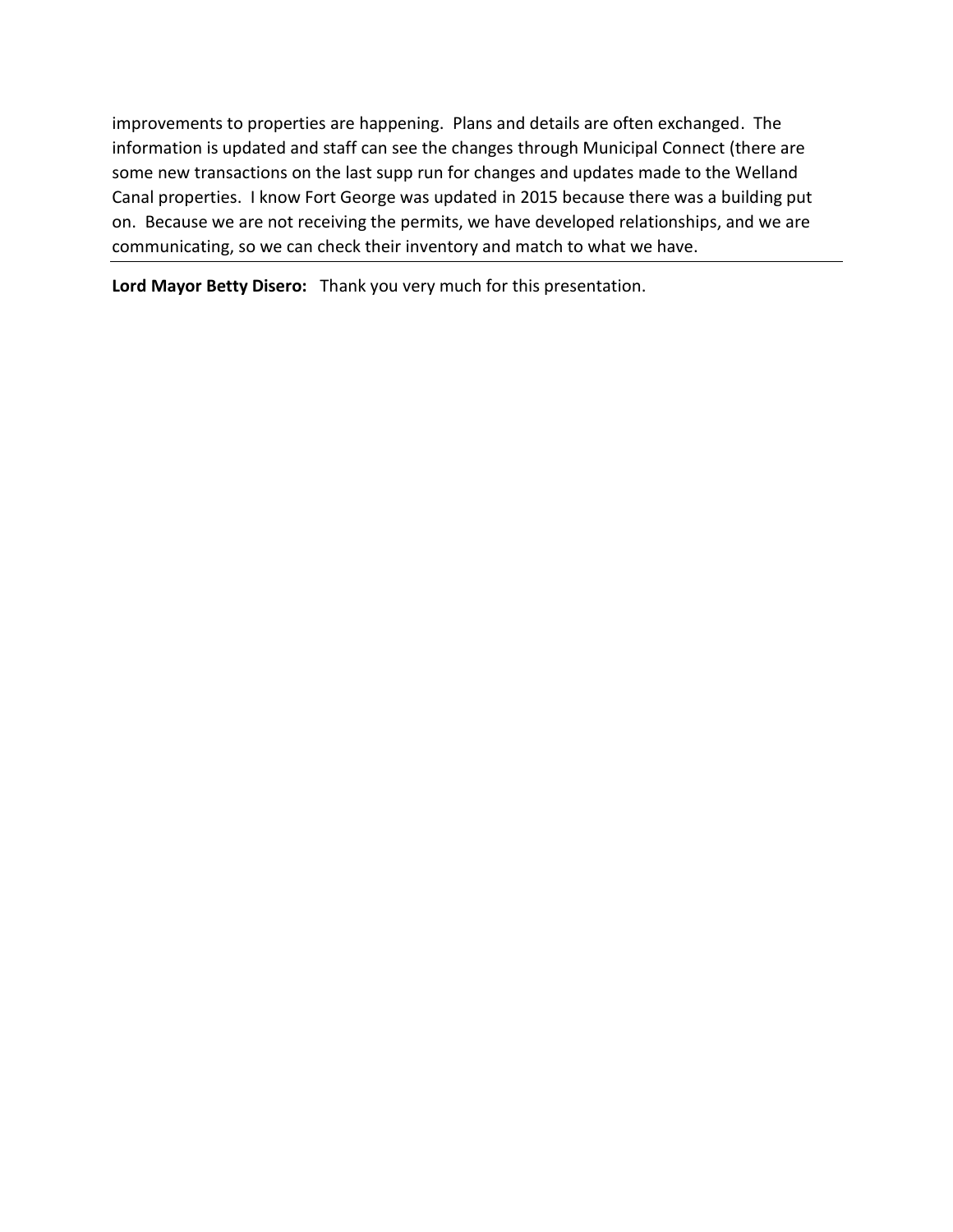improvements to properties are happening. Plans and details are often exchanged. The information is updated and staff can see the changes through Municipal Connect (there are some new transactions on the last supp run for changes and updates made to the Welland Canal properties. I know Fort George was updated in 2015 because there was a building put on. Because we are not receiving the permits, we have developed relationships, and we are communicating, so we can check their inventory and match to what we have.

---

**Lord Mayor Betty Disero:** Thank you very much for this presentation.